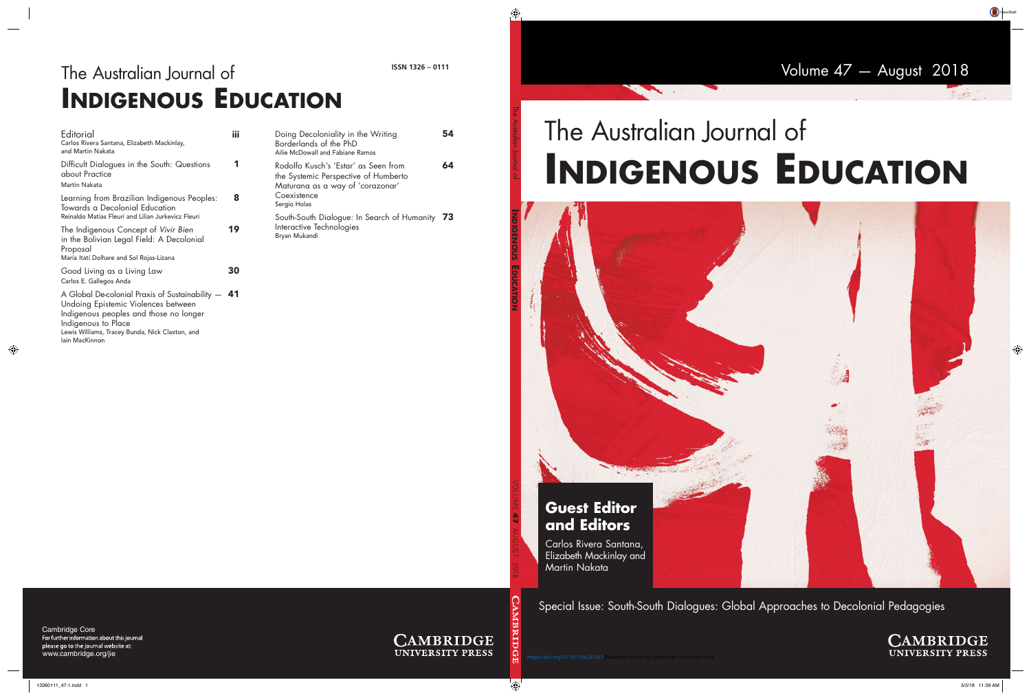# The Australian Journal of INDIGENOUS EDUCATION

ISSN 1326 – 0111

| | |
|---|---|
| Editorial<br>Carlos Rivera Santana, Elizabeth Mackinlay, and Martin Nakata | iii |
| Difficult Dialogues in the South: Questions about Practice<br>Martin Nakata | 1 |
| Learning from Brazilian Indigenous Peoples: Towards a Decolonial Education<br>Reinaldo Matias Fleuri and Lilian Jurkevicz Fleuri | 8 |
| The Indigenous Concept of *Vivir Bien* in the Bolivian Legal Field: A Decolonial Proposal<br>María Itatí Dolhare and Sol Rojas-Lizana | 19 |
| Good Living as a Living Law<br>Carlos E. Gallegos Anda | 30 |
| A Global De-colonial Praxis of Sustainability — Undoing Epistemic Violences between Indigenous peoples and those no longer Indigenous to Place<br>Lewis Williams, Tracey Bunda, Nick Claxton, and Iain MacKinnon | 41 |
| Doing Decoloniality in the Writing Borderlands of the PhD<br>Ailie McDowall and Fabiane Ramos | 54 |
| Rodolfo Kusch's 'Estar' as Seen from the Systemic Perspective of Humberto Maturana as a way of 'corazonar' Coexistence<br>Sergio Holas | 64 |
| South-South Dialogue: In Search of Humanity Interactive Technologies<br>Bryan Mukandi | 73 |

Cambridge Core
For further information about this journal please go to the journal website at:
www.cambridge.org/jie

CAMBRIDGE UNIVERSITY PRESS

Volume 47 — August 2018

# The Australian Journal of INDIGENOUS EDUCATION

## Guest Editor and Editors

Carlos Rivera Santana, Elizabeth Mackinlay and Martin Nakata

Special Issue: South-South Dialogues: Global Approaches to Decolonial Pedagogies

https://doi.org/10.1017/jie.2018.7 Published online by Cambridge University Press

CAMBRIDGE UNIVERSITY PRESS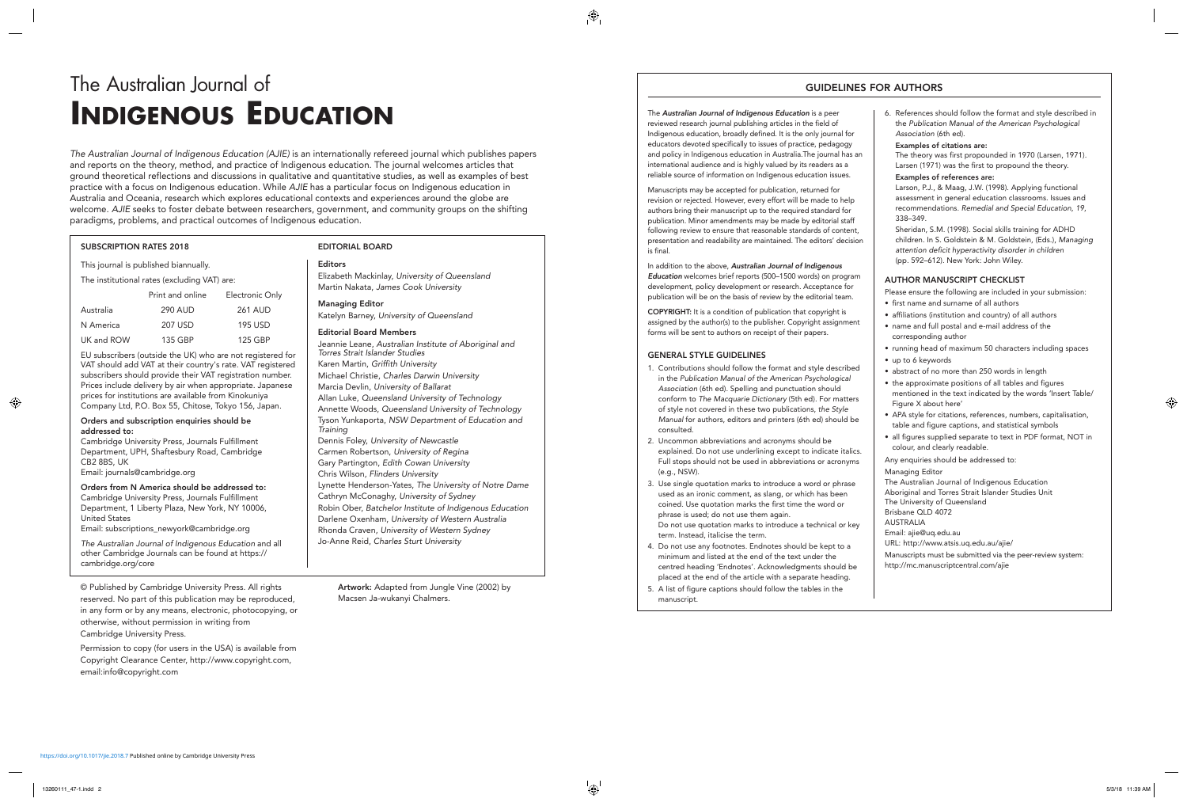# The Australian Journal of Indigenous Education

*The Australian Journal of Indigenous Education (AJIE)* is an internationally refereed journal which publishes papers and reports on the theory, method, and practice of Indigenous education. The journal welcomes articles that ground theoretical reflections and discussions in qualitative and quantitative studies, as well as examples of best practice with a focus on Indigenous education. While *AJIE* has a particular focus on Indigenous education in Australia and Oceania, research which explores educational contexts and experiences around the globe are welcome. *AJIE* seeks to foster debate between researchers, government, and community groups on the shifting paradigms, problems, and practical outcomes of Indigenous education.

## SUBSCRIPTION RATES 2018

This journal is published biannually.

The institutional rates (excluding VAT) are:

| | Print and online | Electronic Only |
|---|---|---|
| Australia | 290 AUD | 261 AUD |
| N America | 207 USD | 195 USD |
| UK and ROW | 135 GBP | 125 GBP |

EU subscribers (outside the UK) who are not registered for VAT should add VAT at their country's rate. VAT registered subscribers should provide their VAT registration number. Prices include delivery by air when appropriate. Japanese prices for institutions are available from Kinokuniya Company Ltd, P.O. Box 55, Chitose, Tokyo 156, Japan.

**Orders and subscription enquiries should be addressed to:**
Cambridge University Press, Journals Fulfillment Department, UPH, Shaftesbury Road, Cambridge CB2 8BS, UK
Email: journals@cambridge.org

**Orders from N America should be addressed to:**
Cambridge University Press, Journals Fulfillment Department, 1 Liberty Plaza, New York, NY 10006, United States
Email: subscriptions_newyork@cambridge.org

*The Australian Journal of Indigenous Education* and all other Cambridge Journals can be found at https://cambridge.org/core

## EDITORIAL BOARD

**Editors**
Elizabeth Mackinlay, *University of Queensland*
Martin Nakata, *James Cook University*

**Managing Editor**
Katelyn Barney, *University of Queensland*

**Editorial Board Members**
Jeannie Leane, *Australian Institute of Aboriginal and Torres Strait Islander Studies*
Karen Martin, *Griffith University*
Michael Christie, *Charles Darwin University*
Marcia Devlin, *University of Ballarat*
Allan Luke, *Queensland University of Technology*
Annette Woods, *Queensland University of Technology*
Tyson Yunkaporta, *NSW Department of Education and Training*
Dennis Foley, *University of Newcastle*
Carmen Robertson, *University of Regina*
Gary Partington, *Edith Cowan University*
Chris Wilson, *Flinders University*
Lynette Henderson-Yates, *The University of Notre Dame*
Cathryn McConaghy, *University of Sydney*
Robin Ober, *Batchelor Institute of Indigenous Education*
Darlene Oxenham, *University of Western Australia*
Rhonda Craven, *University of Western Sydney*
Jo-Anne Reid, *Charles Sturt University*

© Published by Cambridge University Press. All rights reserved. No part of this publication may be reproduced, in any form or by any means, electronic, photocopying, or otherwise, without permission in writing from Cambridge University Press.

Permission to copy (for users in the USA) is available from Copyright Clearance Center, http://www.copyright.com, email:info@copyright.com

**Artwork:** Adapted from Jungle Vine (2002) by Macsen Ja-wukanyi Chalmers.

## GUIDELINES FOR AUTHORS

The ***Australian Journal of Indigenous Education*** is a peer reviewed research journal publishing articles in the field of Indigenous education, broadly defined. It is the only journal for educators devoted specifically to issues of practice, pedagogy and policy in Indigenous education in Australia.The journal has an international audience and is highly valued by its readers as a reliable source of information on Indigenous education issues.

Manuscripts may be accepted for publication, returned for revision or rejected. However, every effort will be made to help authors bring their manuscript up to the required standard for publication. Minor amendments may be made by editorial staff following review to ensure that reasonable standards of content, presentation and readability are maintained. The editors' decision is final.

In addition to the above, ***Australian Journal of Indigenous Education*** welcomes brief reports (500–1500 words) on program development, policy development or research. Acceptance for publication will be on the basis of review by the editorial team.

**COPYRIGHT:** It is a condition of publication that copyright is assigned by the author(s) to the publisher. Copyright assignment forms will be sent to authors on receipt of their papers.

### GENERAL STYLE GUIDELINES

1. Contributions should follow the format and style described in the *Publication Manual of the American Psychological Association* (6th ed). Spelling and punctuation should conform to *The Macquarie Dictionary* (5th ed). For matters of style not covered in these two publications, *the Style Manual* for authors, editors and printers (6th ed) should be consulted.
2. Uncommon abbreviations and acronyms should be explained. Do not use underlining except to indicate italics. Full stops should not be used in abbreviations or acronyms (e.g., NSW).
3. Use single quotation marks to introduce a word or phrase used as an ironic comment, as slang, or which has been coined. Use quotation marks the first time the word or phrase is used; do not use them again.
   Do not use quotation marks to introduce a technical or key term. Instead, italicise the term.
4. Do not use any footnotes. Endnotes should be kept to a minimum and listed at the end of the text under the centred heading 'Endnotes'. Acknowledgments should be placed at the end of the article with a separate heading.
5. A list of figure captions should follow the tables in the manuscript.
6. References should follow the format and style described in the *Publication Manual of the American Psychological Association* (6th ed).

   **Examples of citations are:**
   The theory was first propounded in 1970 (Larsen, 1971).
   Larsen (1971) was the first to propound the theory.

   **Examples of references are:**
   Larson, P.J., & Maag, J.W. (1998). Applying functional assessment in general education classrooms. Issues and recommendations. *Remedial and Special Education, 19*, 338–349.
   Sheridan, S.M. (1998). Social skills training for ADHD children. In S. Goldstein & M. Goldstein, (Eds.), *Managing attention deficit hyperactivity disorder in children* (pp. 592–612). New York: John Wiley.

### AUTHOR MANUSCRIPT CHECKLIST

Please ensure the following are included in your submission:

- first name and surname of all authors
- affiliations (institution and country) of all authors
- name and full postal and e-mail address of the corresponding author
- running head of maximum 50 characters including spaces
- up to 6 keywords
- abstract of no more than 250 words in length
- the approximate positions of all tables and figures mentioned in the text indicated by the words 'Insert Table/Figure X about here'
- APA style for citations, references, numbers, capitalisation, table and figure captions, and statistical symbols
- all figures supplied separate to text in PDF format, NOT in colour, and clearly readable.

Any enquiries should be addressed to:
Managing Editor
The Australian Journal of Indigenous Education
Aboriginal and Torres Strait Islander Studies Unit
The University of Queensland
Brisbane QLD 4072
AUSTRALIA
Email: ajie@uq.edu.au
URL: http://www.atsis.uq.edu.au/ajie/

Manuscripts must be submitted via the peer-review system: http://mc.manuscriptcentral.com/ajie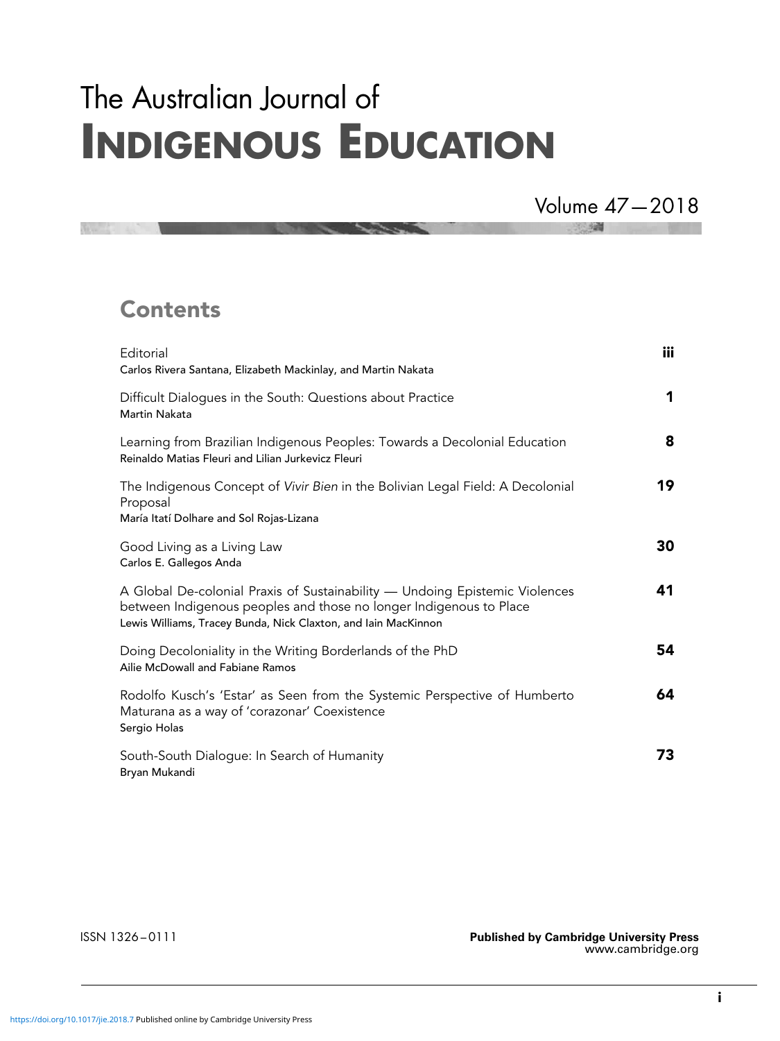# The Australian Journal of INDIGENOUS EDUCATION

Volume 47—2018

## Contents

| | |
|---|---|
| Editorial<br>Carlos Rivera Santana, Elizabeth Mackinlay, and Martin Nakata | **iii** |
| Difficult Dialogues in the South: Questions about Practice<br>Martin Nakata | **1** |
| Learning from Brazilian Indigenous Peoples: Towards a Decolonial Education<br>Reinaldo Matias Fleuri and Lilian Jurkevicz Fleuri | **8** |
| The Indigenous Concept of *Vivir Bien* in the Bolivian Legal Field: A Decolonial Proposal<br>María Itatí Dolhare and Sol Rojas-Lizana | **19** |
| Good Living as a Living Law<br>Carlos E. Gallegos Anda | **30** |
| A Global De-colonial Praxis of Sustainability — Undoing Epistemic Violences between Indigenous peoples and those no longer Indigenous to Place<br>Lewis Williams, Tracey Bunda, Nick Claxton, and Iain MacKinnon | **41** |
| Doing Decoloniality in the Writing Borderlands of the PhD<br>Ailie McDowall and Fabiane Ramos | **54** |
| Rodolfo Kusch's 'Estar' as Seen from the Systemic Perspective of Humberto Maturana as a way of 'corazonar' Coexistence<br>Sergio Holas | **64** |
| South-South Dialogue: In Search of Humanity<br>Bryan Mukandi | **73** |

ISSN 1326–0111

**Published by Cambridge University Press**
www.cambridge.org